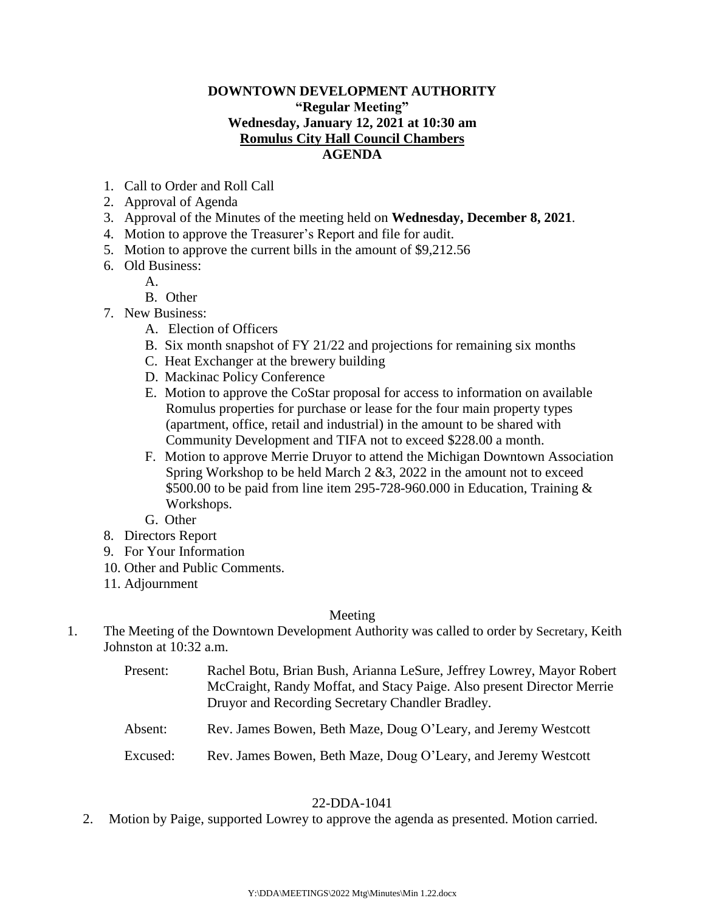**DOWNTOWN DEVELOPMENT AUTHORITY**
**"Regular Meeting"**
**Wednesday, January 12, 2021 at 10:30 am**
**Romulus City Hall Council Chambers**
**AGENDA**

1. Call to Order and Roll Call
2. Approval of Agenda
3. Approval of the Minutes of the meeting held on **Wednesday, December 8, 2021**.
4. Motion to approve the Treasurer's Report and file for audit.
5. Motion to approve the current bills in the amount of $9,212.56
6. Old Business:
   A.
   B. Other
7. New Business:
   A. Election of Officers
   B. Six month snapshot of FY 21/22 and projections for remaining six months
   C. Heat Exchanger at the brewery building
   D. Mackinac Policy Conference
   E. Motion to approve the CoStar proposal for access to information on available Romulus properties for purchase or lease for the four main property types (apartment, office, retail and industrial) in the amount to be shared with Community Development and TIFA not to exceed $228.00 a month.
   F. Motion to approve Merrie Druyor to attend the Michigan Downtown Association Spring Workshop to be held March 2 &3, 2022 in the amount not to exceed $500.00 to be paid from line item 295-728-960.000 in Education, Training & Workshops.
   G. Other
8. Directors Report
9. For Your Information
10. Other and Public Comments.
11. Adjournment

Meeting

1. The Meeting of the Downtown Development Authority was called to order by Secretary, Keith Johnston at 10:32 a.m.

   Present: Rachel Botu, Brian Bush, Arianna LeSure, Jeffrey Lowrey, Mayor Robert McCraight, Randy Moffat, and Stacy Paige. Also present Director Merrie Druyor and Recording Secretary Chandler Bradley.

   Absent: Rev. James Bowen, Beth Maze, Doug O'Leary, and Jeremy Westcott

   Excused: Rev. James Bowen, Beth Maze, Doug O'Leary, and Jeremy Westcott

22-DDA-1041

2. Motion by Paige, supported Lowrey to approve the agenda as presented. Motion carried.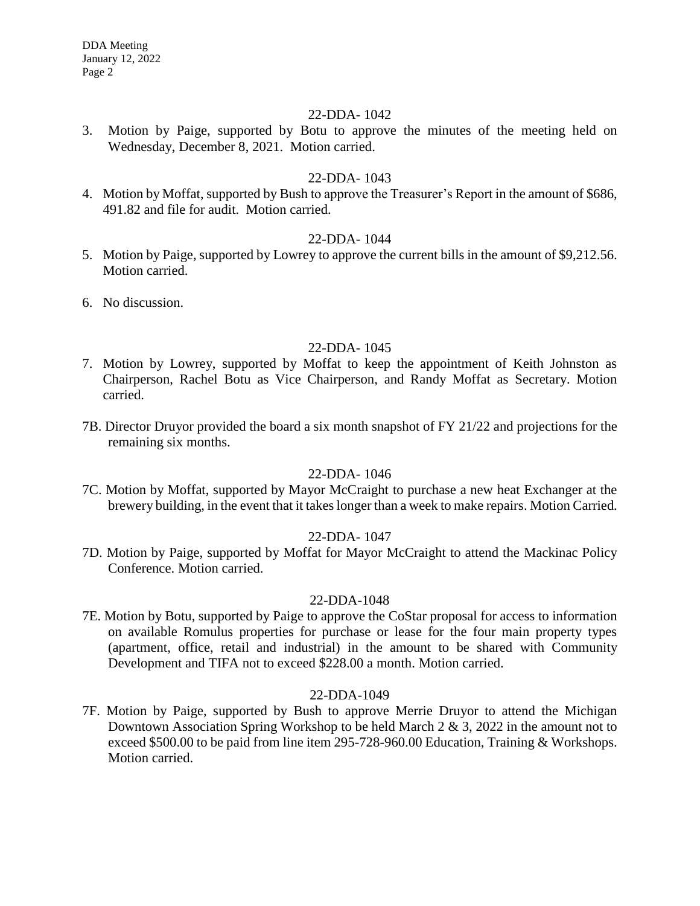22-DDA- 1042

3. Motion by Paige, supported by Botu to approve the minutes of the meeting held on Wednesday, December 8, 2021. Motion carried.

22-DDA- 1043

4. Motion by Moffat, supported by Bush to approve the Treasurer's Report in the amount of $686, 491.82 and file for audit. Motion carried.

22-DDA- 1044

5. Motion by Paige, supported by Lowrey to approve the current bills in the amount of $9,212.56. Motion carried.

6. No discussion.

22-DDA- 1045

7. Motion by Lowrey, supported by Moffat to keep the appointment of Keith Johnston as Chairperson, Rachel Botu as Vice Chairperson, and Randy Moffat as Secretary. Motion carried.

7B. Director Druyor provided the board a six month snapshot of FY 21/22 and projections for the remaining six months.

22-DDA- 1046

7C. Motion by Moffat, supported by Mayor McCraight to purchase a new heat Exchanger at the brewery building, in the event that it takes longer than a week to make repairs. Motion Carried.

22-DDA- 1047

7D. Motion by Paige, supported by Moffat for Mayor McCraight to attend the Mackinac Policy Conference. Motion carried.

22-DDA-1048

7E. Motion by Botu, supported by Paige to approve the CoStar proposal for access to information on available Romulus properties for purchase or lease for the four main property types (apartment, office, retail and industrial) in the amount to be shared with Community Development and TIFA not to exceed $228.00 a month. Motion carried.

22-DDA-1049

7F. Motion by Paige, supported by Bush to approve Merrie Druyor to attend the Michigan Downtown Association Spring Workshop to be held March 2 & 3, 2022 in the amount not to exceed $500.00 to be paid from line item 295-728-960.00 Education, Training & Workshops. Motion carried.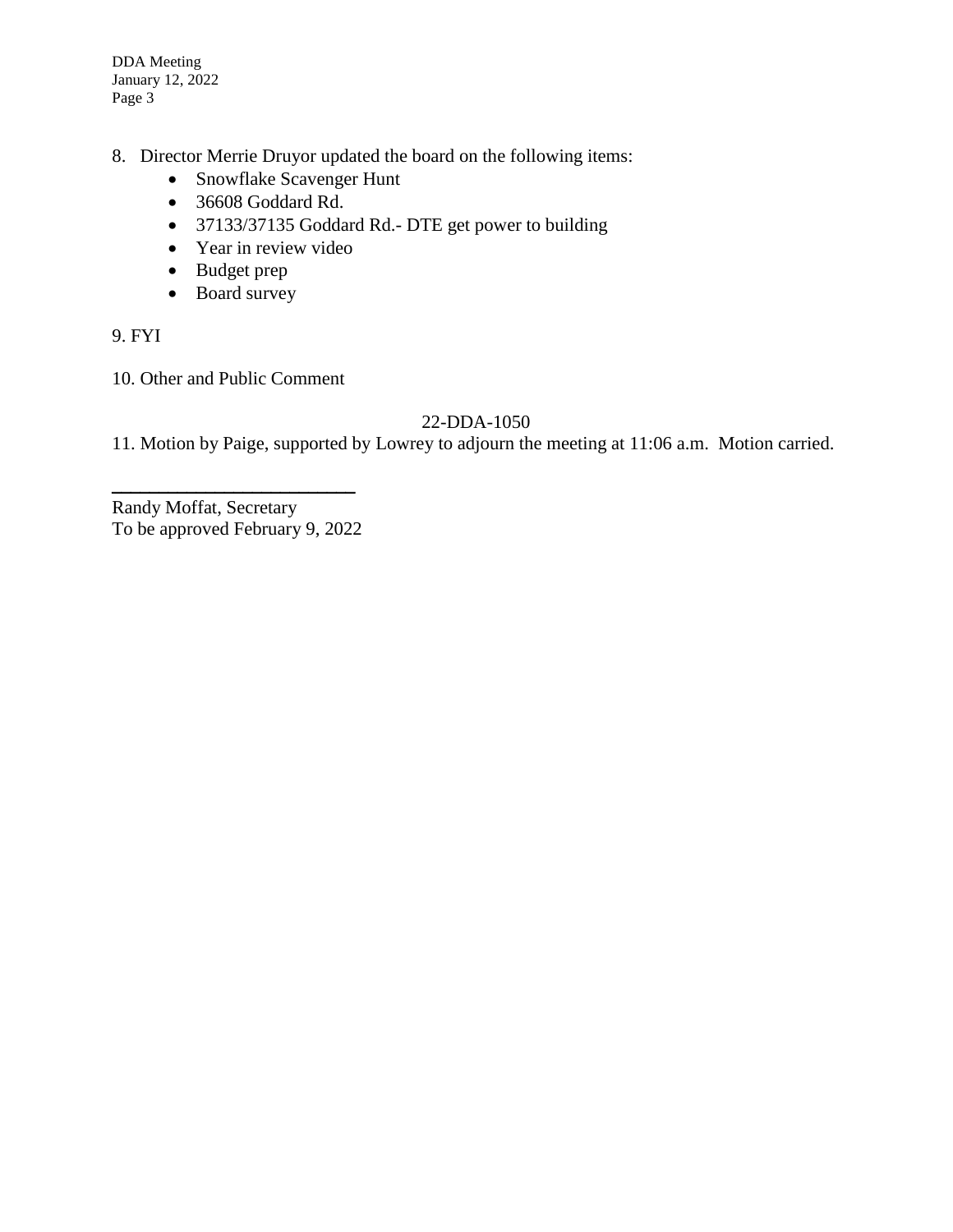8. Director Merrie Druyor updated the board on the following items:
    - Snowflake Scavenger Hunt
    - 36608 Goddard Rd.
    - 37133/37135 Goddard Rd.- DTE get power to building
    - Year in review video
    - Budget prep
    - Board survey

9. FYI

10. Other and Public Comment

22-DDA-1050

11. Motion by Paige, supported by Lowrey to adjourn the meeting at 11:06 a.m. Motion carried.

\_\_\_\_\_\_\_\_\_\_\_\_\_\_\_\_\_\_\_\_\_\_\_\_\_\_

Randy Moffat, Secretary
To be approved February 9, 2022